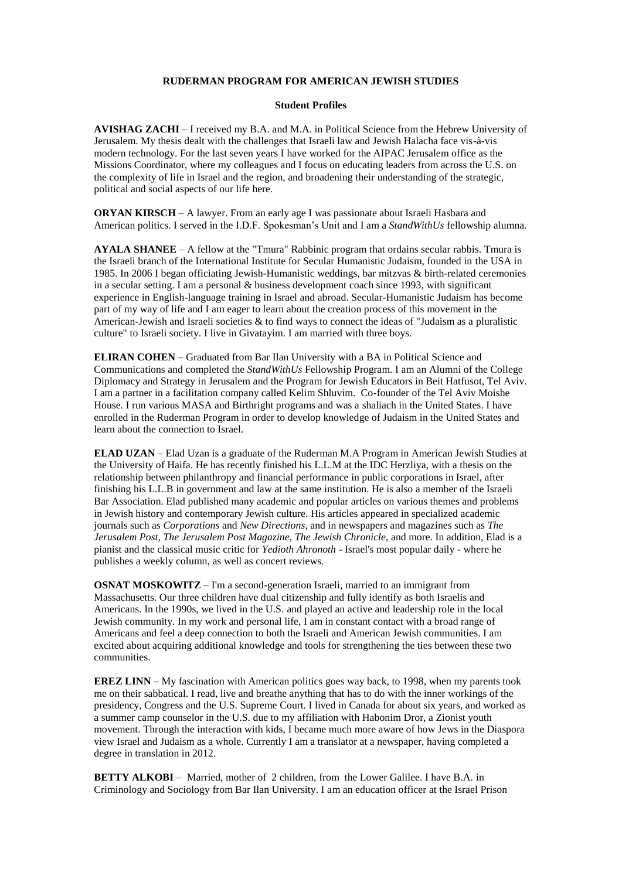**RUDERMAN PROGRAM FOR AMERICAN JEWISH STUDIES**

**Student Profiles**

**AVISHAG ZACHI** – I received my B.A. and M.A. in Political Science from the Hebrew University of Jerusalem. My thesis dealt with the challenges that Israeli law and Jewish Halacha face vis-à-vis modern technology. For the last seven years I have worked for the AIPAC Jerusalem office as the Missions Coordinator, where my colleagues and I focus on educating leaders from across the U.S. on the complexity of life in Israel and the region, and broadening their understanding of the strategic, political and social aspects of our life here.

**ORYAN KIRSCH** – A lawyer. From an early age I was passionate about Israeli Hasbara and American politics. I served in the I.D.F. Spokesman's Unit and I am a *StandWithUs* fellowship alumna.

**AYALA SHANEE** – A fellow at the "Tmura" Rabbinic program that ordains secular rabbis. Tmura is the Israeli branch of the International Institute for Secular Humanistic Judaism, founded in the USA in 1985. In 2006 I began officiating Jewish-Humanistic weddings, bar mitzvas & birth-related ceremonies in a secular setting. I am a personal & business development coach since 1993, with significant experience in English-language training in Israel and abroad. Secular-Humanistic Judaism has become part of my way of life and I am eager to learn about the creation process of this movement in the American-Jewish and Israeli societies & to find ways to connect the ideas of "Judaism as a pluralistic culture" to Israeli society. I live in Givatayim. I am married with three boys.

**ELIRAN COHEN** – Graduated from Bar Ilan University with a BA in Political Science and Communications and completed the *StandWithUs* Fellowship Program. I am an Alumni of the College Diplomacy and Strategy in Jerusalem and the Program for Jewish Educators in Beit Hatfusot, Tel Aviv. I am a partner in a facilitation company called Kelim Shluvim. Co-founder of the Tel Aviv Moishe House. I run various MASA and Birthright programs and was a shaliach in the United States. I have enrolled in the Ruderman Program in order to develop knowledge of Judaism in the United States and learn about the connection to Israel.

**ELAD UZAN** – Elad Uzan is a graduate of the Ruderman M.A Program in American Jewish Studies at the University of Haifa. He has recently finished his L.L.M at the IDC Herzliya, with a thesis on the relationship between philanthropy and financial performance in public corporations in Israel, after finishing his L.L.B in government and law at the same institution. He is also a member of the Israeli Bar Association. Elad published many academic and popular articles on various themes and problems in Jewish history and contemporary Jewish culture. His articles appeared in specialized academic journals such as *Corporations* and *New Directions*, and in newspapers and magazines such as *The Jerusalem Post*, *The Jerusalem Post Magazine*, *The Jewish Chronicle*, and more. In addition, Elad is a pianist and the classical music critic for *Yedioth Ahronoth* - Israel's most popular daily - where he publishes a weekly column, as well as concert reviews.

**OSNAT MOSKOWITZ** – I'm a second-generation Israeli, married to an immigrant from Massachusetts. Our three children have dual citizenship and fully identify as both Israelis and Americans. In the 1990s, we lived in the U.S. and played an active and leadership role in the local Jewish community. In my work and personal life, I am in constant contact with a broad range of Americans and feel a deep connection to both the Israeli and American Jewish communities. I am excited about acquiring additional knowledge and tools for strengthening the ties between these two communities.

**EREZ LINN** – My fascination with American politics goes way back, to 1998, when my parents took me on their sabbatical. I read, live and breathe anything that has to do with the inner workings of the presidency, Congress and the U.S. Supreme Court. I lived in Canada for about six years, and worked as a summer camp counselor in the U.S. due to my affiliation with Habonim Dror, a Zionist youth movement. Through the interaction with kids, I became much more aware of how Jews in the Diaspora view Israel and Judaism as a whole. Currently I am a translator at a newspaper, having completed a degree in translation in 2012.

**BETTY ALKOBI** – Married, mother of 2 children, from the Lower Galilee. I have B.A. in Criminology and Sociology from Bar Ilan University. I am an education officer at the Israel Prison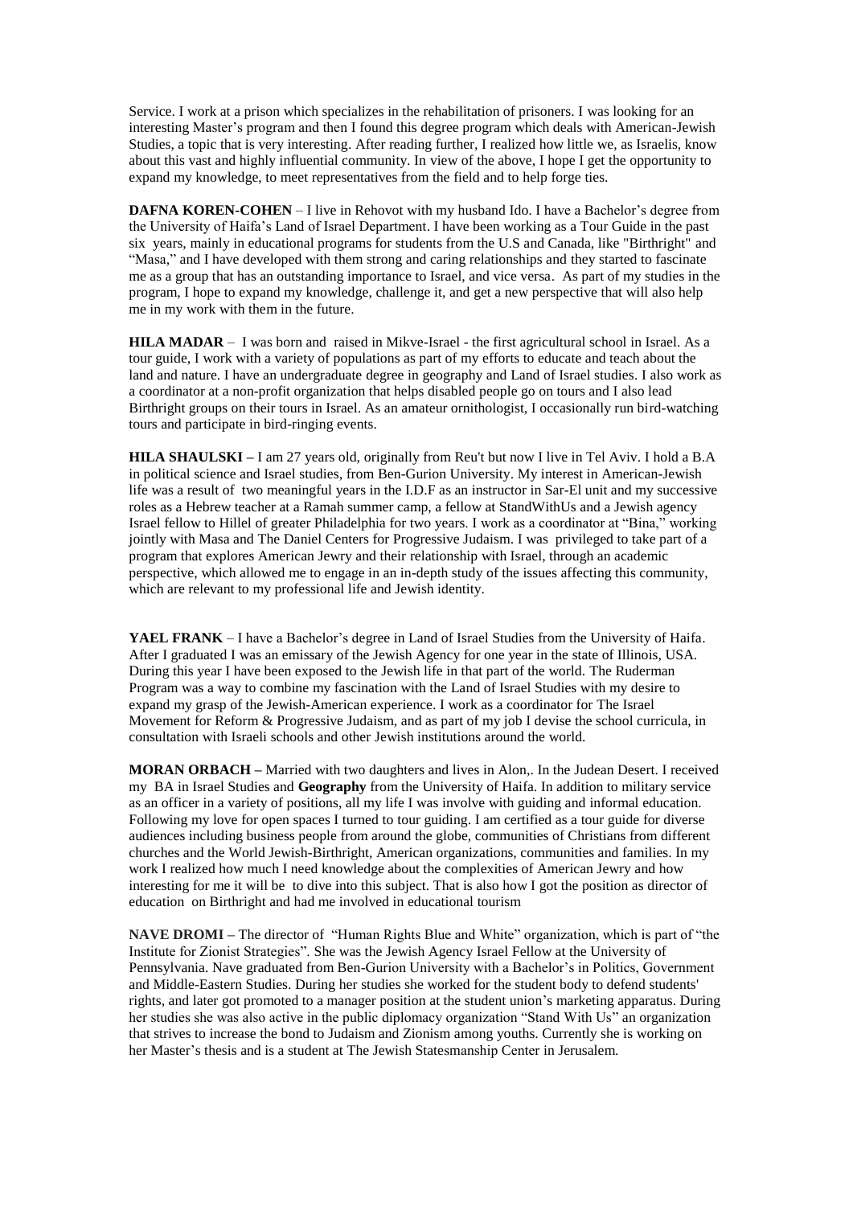Service. I work at a prison which specializes in the rehabilitation of prisoners. I was looking for an interesting Master's program and then I found this degree program which deals with American-Jewish Studies, a topic that is very interesting. After reading further, I realized how little we, as Israelis, know about this vast and highly influential community. In view of the above, I hope I get the opportunity to expand my knowledge, to meet representatives from the field and to help forge ties.

**DAFNA KOREN-COHEN** – I live in Rehovot with my husband Ido. I have a Bachelor's degree from the University of Haifa's Land of Israel Department. I have been working as a Tour Guide in the past six years, mainly in educational programs for students from the U.S and Canada, like "Birthright" and "Masa," and I have developed with them strong and caring relationships and they started to fascinate me as a group that has an outstanding importance to Israel, and vice versa. As part of my studies in the program, I hope to expand my knowledge, challenge it, and get a new perspective that will also help me in my work with them in the future.

**HILA MADAR** – I was born and raised in Mikve-Israel - the first agricultural school in Israel. As a tour guide, I work with a variety of populations as part of my efforts to educate and teach about the land and nature. I have an undergraduate degree in geography and Land of Israel studies. I also work as a coordinator at a non-profit organization that helps disabled people go on tours and I also lead Birthright groups on their tours in Israel. As an amateur ornithologist, I occasionally run bird-watching tours and participate in bird-ringing events.

**HILA SHAULSKI** – I am 27 years old, originally from Reu't but now I live in Tel Aviv. I hold a B.A in political science and Israel studies, from Ben-Gurion University. My interest in American-Jewish life was a result of two meaningful years in the I.D.F as an instructor in Sar-El unit and my successive roles as a Hebrew teacher at a Ramah summer camp, a fellow at StandWithUs and a Jewish agency Israel fellow to Hillel of greater Philadelphia for two years. I work as a coordinator at "Bina," working jointly with Masa and The Daniel Centers for Progressive Judaism. I was privileged to take part of a program that explores American Jewry and their relationship with Israel, through an academic perspective, which allowed me to engage in an in-depth study of the issues affecting this community, which are relevant to my professional life and Jewish identity.

**YAEL FRANK** – I have a Bachelor's degree in Land of Israel Studies from the University of Haifa. After I graduated I was an emissary of the Jewish Agency for one year in the state of Illinois, USA. During this year I have been exposed to the Jewish life in that part of the world. The Ruderman Program was a way to combine my fascination with the Land of Israel Studies with my desire to expand my grasp of the Jewish-American experience. I work as a coordinator for The Israel Movement for Reform & Progressive Judaism, and as part of my job I devise the school curricula, in consultation with Israeli schools and other Jewish institutions around the world.

**MORAN ORBACH** – Married with two daughters and lives in Alon,. In the Judean Desert. I received my BA in Israel Studies and **Geography** from the University of Haifa. In addition to military service as an officer in a variety of positions, all my life I was involve with guiding and informal education. Following my love for open spaces I turned to tour guiding. I am certified as a tour guide for diverse audiences including business people from around the globe, communities of Christians from different churches and the World Jewish-Birthright, American organizations, communities and families. In my work I realized how much I need knowledge about the complexities of American Jewry and how interesting for me it will be to dive into this subject. That is also how I got the position as director of education on Birthright and had me involved in educational tourism

**NAVE DROMI** – The director of "Human Rights Blue and White" organization, which is part of "the Institute for Zionist Strategies". She was the Jewish Agency Israel Fellow at the University of Pennsylvania. Nave graduated from Ben-Gurion University with a Bachelor's in Politics, Government and Middle-Eastern Studies. During her studies she worked for the student body to defend students' rights, and later got promoted to a manager position at the student union's marketing apparatus. During her studies she was also active in the public diplomacy organization "Stand With Us" an organization that strives to increase the bond to Judaism and Zionism among youths. Currently she is working on her Master's thesis and is a student at The Jewish Statesmanship Center in Jerusalem.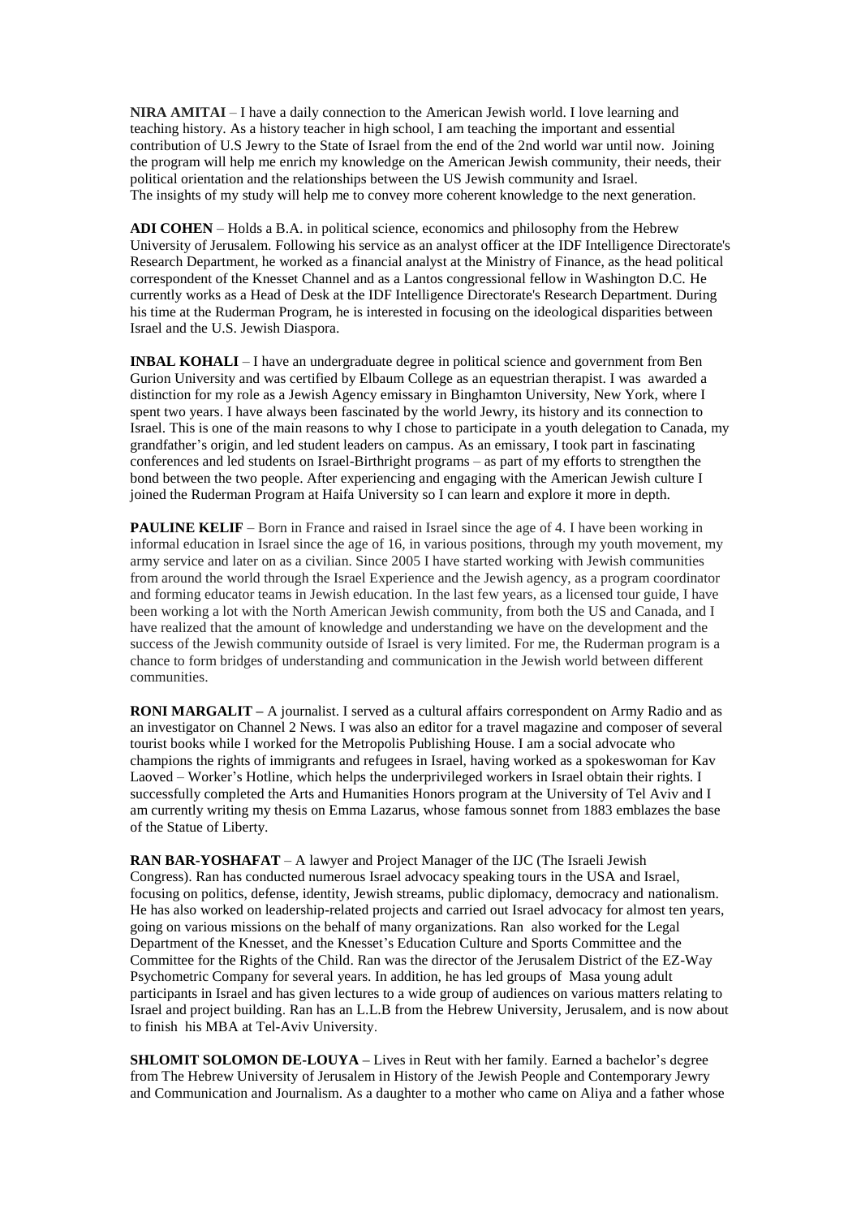**NIRA AMITAI** – I have a daily connection to the American Jewish world. I love learning and teaching history. As a history teacher in high school, I am teaching the important and essential contribution of U.S Jewry to the State of Israel from the end of the 2nd world war until now. Joining the program will help me enrich my knowledge on the American Jewish community, their needs, their political orientation and the relationships between the US Jewish community and Israel. The insights of my study will help me to convey more coherent knowledge to the next generation.

**ADI COHEN** – Holds a B.A. in political science, economics and philosophy from the Hebrew University of Jerusalem. Following his service as an analyst officer at the IDF Intelligence Directorate's Research Department, he worked as a financial analyst at the Ministry of Finance, as the head political correspondent of the Knesset Channel and as a Lantos congressional fellow in Washington D.C. He currently works as a Head of Desk at the IDF Intelligence Directorate's Research Department. During his time at the Ruderman Program, he is interested in focusing on the ideological disparities between Israel and the U.S. Jewish Diaspora.

**INBAL KOHALI** – I have an undergraduate degree in political science and government from Ben Gurion University and was certified by Elbaum College as an equestrian therapist. I was awarded a distinction for my role as a Jewish Agency emissary in Binghamton University, New York, where I spent two years. I have always been fascinated by the world Jewry, its history and its connection to Israel. This is one of the main reasons to why I chose to participate in a youth delegation to Canada, my grandfather's origin, and led student leaders on campus. As an emissary, I took part in fascinating conferences and led students on Israel-Birthright programs – as part of my efforts to strengthen the bond between the two people. After experiencing and engaging with the American Jewish culture I joined the Ruderman Program at Haifa University so I can learn and explore it more in depth.

**PAULINE KELIF** – Born in France and raised in Israel since the age of 4. I have been working in informal education in Israel since the age of 16, in various positions, through my youth movement, my army service and later on as a civilian. Since 2005 I have started working with Jewish communities from around the world through the Israel Experience and the Jewish agency, as a program coordinator and forming educator teams in Jewish education. In the last few years, as a licensed tour guide, I have been working a lot with the North American Jewish community, from both the US and Canada, and I have realized that the amount of knowledge and understanding we have on the development and the success of the Jewish community outside of Israel is very limited. For me, the Ruderman program is a chance to form bridges of understanding and communication in the Jewish world between different communities.

**RONI MARGALIT –** A journalist. I served as a cultural affairs correspondent on Army Radio and as an investigator on Channel 2 News. I was also an editor for a travel magazine and composer of several tourist books while I worked for the Metropolis Publishing House. I am a social advocate who champions the rights of immigrants and refugees in Israel, having worked as a spokeswoman for Kav Laoved – Worker's Hotline, which helps the underprivileged workers in Israel obtain their rights. I successfully completed the Arts and Humanities Honors program at the University of Tel Aviv and I am currently writing my thesis on Emma Lazarus, whose famous sonnet from 1883 emblazes the base of the Statue of Liberty.

**RAN BAR-YOSHAFAT** – A lawyer and Project Manager of the IJC (The Israeli Jewish Congress). Ran has conducted numerous Israel advocacy speaking tours in the USA and Israel, focusing on politics, defense, identity, Jewish streams, public diplomacy, democracy and nationalism. He has also worked on leadership-related projects and carried out Israel advocacy for almost ten years, going on various missions on the behalf of many organizations. Ran also worked for the Legal Department of the Knesset, and the Knesset's Education Culture and Sports Committee and the Committee for the Rights of the Child. Ran was the director of the Jerusalem District of the EZ-Way Psychometric Company for several years. In addition, he has led groups of Masa young adult participants in Israel and has given lectures to a wide group of audiences on various matters relating to Israel and project building. Ran has an L.L.B from the Hebrew University, Jerusalem, and is now about to finish his MBA at Tel-Aviv University.

**SHLOMIT SOLOMON DE-LOUYA** – Lives in Reut with her family. Earned a bachelor's degree from The Hebrew University of Jerusalem in History of the Jewish People and Contemporary Jewry and Communication and Journalism. As a daughter to a mother who came on Aliya and a father whose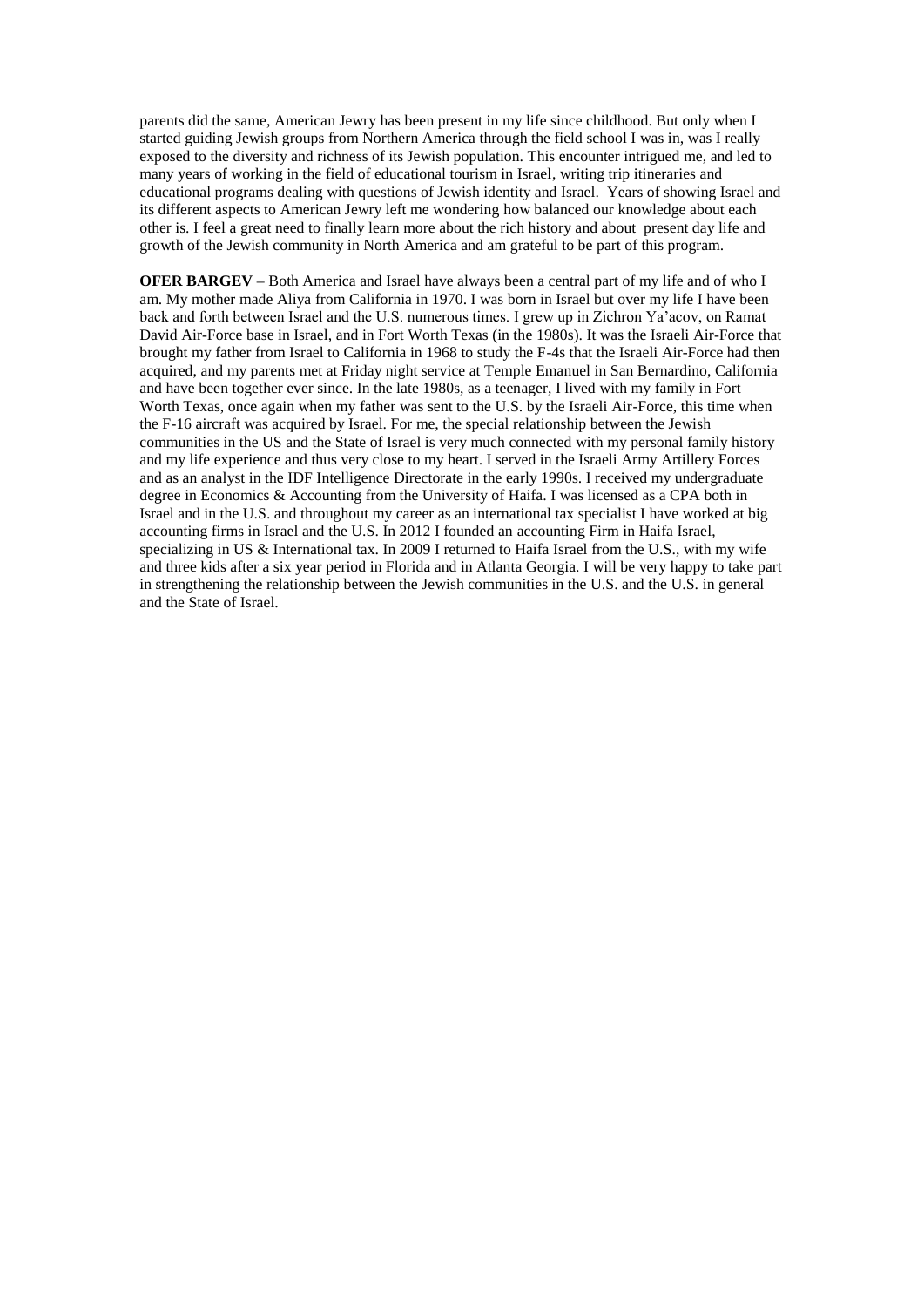parents did the same, American Jewry has been present in my life since childhood. But only when I started guiding Jewish groups from Northern America through the field school I was in, was I really exposed to the diversity and richness of its Jewish population. This encounter intrigued me, and led to many years of working in the field of educational tourism in Israel, writing trip itineraries and educational programs dealing with questions of Jewish identity and Israel. Years of showing Israel and its different aspects to American Jewry left me wondering how balanced our knowledge about each other is. I feel a great need to finally learn more about the rich history and about present day life and growth of the Jewish community in North America and am grateful to be part of this program.

**OFER BARGEV** – Both America and Israel have always been a central part of my life and of who I am. My mother made Aliya from California in 1970. I was born in Israel but over my life I have been back and forth between Israel and the U.S. numerous times. I grew up in Zichron Ya'acov, on Ramat David Air-Force base in Israel, and in Fort Worth Texas (in the 1980s). It was the Israeli Air-Force that brought my father from Israel to California in 1968 to study the F-4s that the Israeli Air-Force had then acquired, and my parents met at Friday night service at Temple Emanuel in San Bernardino, California and have been together ever since. In the late 1980s, as a teenager, I lived with my family in Fort Worth Texas, once again when my father was sent to the U.S. by the Israeli Air-Force, this time when the F-16 aircraft was acquired by Israel. For me, the special relationship between the Jewish communities in the US and the State of Israel is very much connected with my personal family history and my life experience and thus very close to my heart. I served in the Israeli Army Artillery Forces and as an analyst in the IDF Intelligence Directorate in the early 1990s. I received my undergraduate degree in Economics & Accounting from the University of Haifa. I was licensed as a CPA both in Israel and in the U.S. and throughout my career as an international tax specialist I have worked at big accounting firms in Israel and the U.S. In 2012 I founded an accounting Firm in Haifa Israel, specializing in US & International tax. In 2009 I returned to Haifa Israel from the U.S., with my wife and three kids after a six year period in Florida and in Atlanta Georgia. I will be very happy to take part in strengthening the relationship between the Jewish communities in the U.S. and the U.S. in general and the State of Israel.